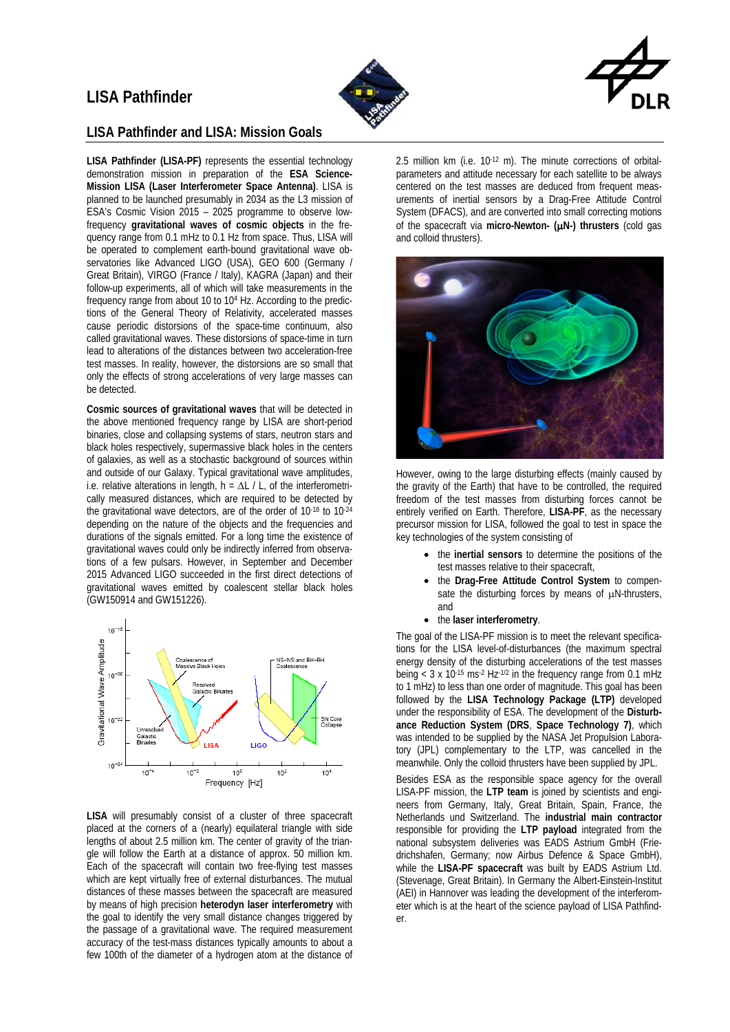# LISA Pathfinder

## LISA Pathfinder and LISA: Mission Goals

**LISA Pathfinder (LISA-PF)** represents the essential technology demonstration mission in preparation of the **ESA Science-Mission LISA (Laser Interferometer Space Antenna)**. LISA is planned to be launched presumably in 2034 as the L3 mission of ESA's Cosmic Vision 2015 – 2025 programme to observe low-frequency **gravitational waves of cosmic objects** in the frequency range from 0.1 mHz to 0.1 Hz from space. Thus, LISA will be operated to complement earth-bound gravitational wave observatories like Advanced LIGO (USA), GEO 600 (Germany / Great Britain), VIRGO (France / Italy), KAGRA (Japan) and their follow-up experiments, all of which will take measurements in the frequency range from about 10 to $10^4$ Hz. According to the predictions of the General Theory of Relativity, accelerated masses cause periodic distorsions of the space-time continuum, also called gravitational waves. These distorsions of space-time in turn lead to alterations of the distances between two acceleration-free test masses. In reality, however, the distortions are so small that only the effects of strong accelerations of very large masses can be detected.

**Cosmic sources of gravitational waves** that will be detected in the above mentioned frequency range by LISA are short-period binaries, close and collapsing systems of stars, neutron stars and black holes respectively, supermassive black holes in the centers of galaxies, as well as a stochastic background of sources within and outside of our Galaxy. Typical gravitational wave amplitudes, i.e. relative alterations in length, $h = \Delta L / L$, of the interferometrically measured distances, which are required to be detected by the gravitational wave detectors, are of the order of $10^{-18}$ to $10^{-24}$ depending on the nature of the objects and the frequencies and durations of the signals emitted. For a long time the existence of gravitational waves could only be indirectly inferred from observations of a few pulsars. However, in September and December 2015 Advanced LIGO succeeded in the first direct detections of gravitational waves emitted by coalescent stellar black holes (GW150914 and GW151226).

**LISA** will presumably consist of a cluster of three spacecraft placed at the corners of a (nearly) equilateral triangle with side lengths of about 2.5 million km. The center of gravity of the triangle will follow the Earth at a distance of approx. 50 million km. Each of the spacecraft will contain two free-flying test masses which are kept virtually free of external disturbances. The mutual distances of these masses between the spacecraft are measured by means of high precision **heterodyn laser interferometry** with the goal to identify the very small distance changes triggered by the passage of a gravitational wave. The required measurement accuracy of the test-mass distances typically amounts to about a few 100th of the diameter of a hydrogen atom at the distance of 2.5 million km (i.e. $10^{-12}$ m). The minute corrections of orbital-parameters and attitude necessary for each satellite to be always centered on the test masses are deduced from frequent measurements of inertial sensors by a Drag-Free Attitude Control System (DFACS), and are converted into small correcting motions of the spacecraft via **micro-Newton- (μN-) thrusters** (cold gas and colloid thrusters).

However, owing to the large disturbing effects (mainly caused by the gravity of the Earth) that have to be controlled, the required freedom of the test masses from disturbing forces cannot be entirely verified on Earth. Therefore, **LISA-PF**, as the necessary precursor mission for LISA, followed the goal to test in space the key technologies of the system consisting of

- the **inertial sensors** to determine the positions of the test masses relative to their spacecraft,
- the **Drag-Free Attitude Control System** to compensate the disturbing forces by means of μN-thrusters, and
- the **laser interferometry**.

The goal of the LISA-PF mission is to meet the relevant specifications for the LISA level-of-disturbances (the maximum spectral energy density of the disturbing accelerations of the test masses being $< 3 \times 10^{-15}$ ms$^{-2}$ Hz$^{-1/2}$ in the frequency range from 0.1 mHz to 1 mHz) to less than one order of magnitude. This goal has been followed by the **LISA Technology Package (LTP)** developed under the responsibility of ESA. The development of the **Disturbance Reduction System (DRS**, **Space Technology 7)**, which was intended to be supplied by the NASA Jet Propulsion Laboratory (JPL) complementary to the LTP, was cancelled in the meanwhile. Only the colloid thrusters have been supplied by JPL.

Besides ESA as the responsible space agency for the overall LISA-PF mission, the **LTP team** is joined by scientists and engineers from Germany, Italy, Great Britain, Spain, France, the Netherlands und Switzerland. The **industrial main contractor** responsible for providing the **LTP payload** integrated from the national subsystem deliveries was EADS Astrium GmbH (Friedrichshafen, Germany; now Airbus Defence & Space GmbH), while the **LISA-PF spacecraft** was built by EADS Astrium Ltd. (Stevenage, Great Britain). In Germany the Albert-Einstein-Institut (AEI) in Hannover was leading the development of the interferometer which is at the heart of the science payload of LISA Pathfinder.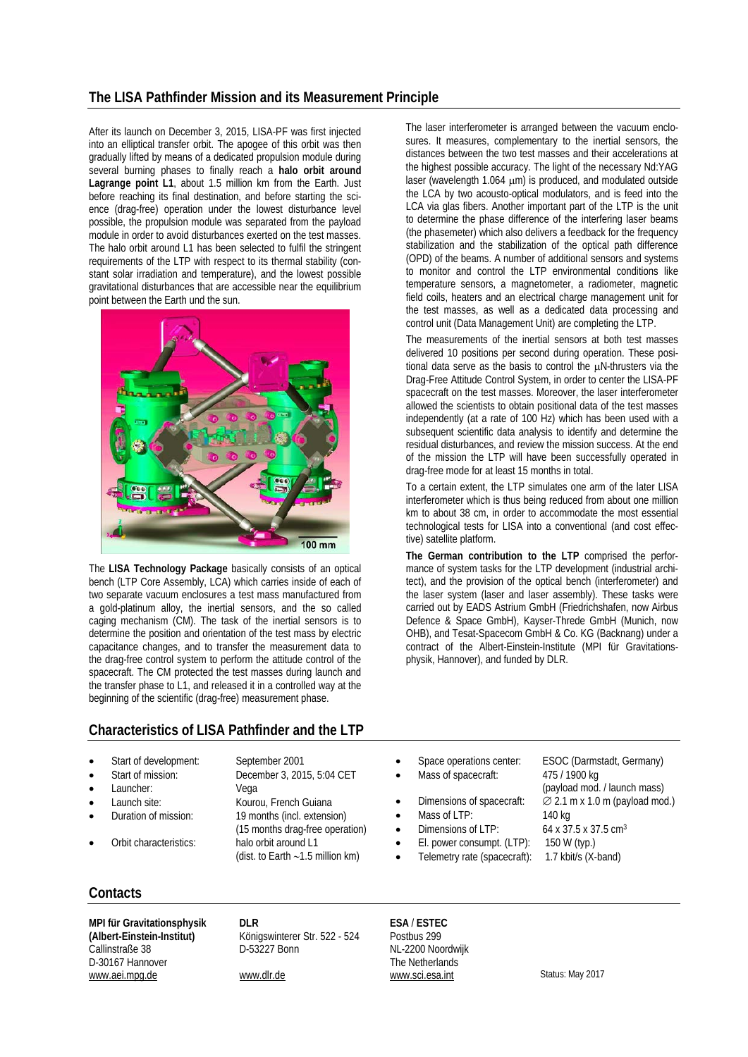## The LISA Pathfinder Mission and its Measurement Principle

After its launch on December 3, 2015, LISA-PF was first injected into an elliptical transfer orbit. The apogee of this orbit was then gradually lifted by means of a dedicated propulsion module during several burning phases to finally reach a **halo orbit around Lagrange point L1**, about 1.5 million km from the Earth. Just before reaching its final destination, and before starting the science (drag-free) operation under the lowest disturbance level possible, the propulsion module was separated from the payload module in order to avoid disturbances exerted on the test masses. The halo orbit around L1 has been selected to fulfil the stringent requirements of the LTP with respect to its thermal stability (constant solar irradiation and temperature), and the lowest possible gravitational disturbances that are accessible near the equilibrium point between the Earth und the sun.

100 mm

The **LISA Technology Package** basically consists of an optical bench (LTP Core Assembly, LCA) which carries inside of each of two separate vacuum enclosures a test mass manufactured from a gold-platinum alloy, the inertial sensors, and the so called caging mechanism (CM). The task of the inertial sensors is to determine the position and orientation of the test mass by electric capacitance changes, and to transfer the measurement data to the drag-free control system to perform the attitude control of the spacecraft. The CM protected the test masses during launch and the transfer phase to L1, and released it in a controlled way at the beginning of the scientific (drag-free) measurement phase.

The laser interferometer is arranged between the vacuum enclosures. It measures, complementary to the inertial sensors, the distances between the two test masses and their accelerations at the highest possible accuracy. The light of the necessary Nd:YAG laser (wavelength 1.064 μm) is produced, and modulated outside the LCA by two acousto-optical modulators, and is feed into the LCA via glas fibers. Another important part of the LTP is the unit to determine the phase difference of the interfering laser beams (the phasemeter) which also delivers a feedback for the frequency stabilization and the stabilization of the optical path difference (OPD) of the beams. A number of additional sensors and systems to monitor and control the LTP environmental conditions like temperature sensors, a magnetometer, a radiometer, magnetic field coils, heaters and an electrical charge management unit for the test masses, as well as a dedicated data processing and control unit (Data Management Unit) are completing the LTP.

The measurements of the inertial sensors at both test masses delivered 10 positions per second during operation. These positional data serve as the basis to control the μN-thrusters via the Drag-Free Attitude Control System, in order to center the LISA-PF spacecraft on the test masses. Moreover, the laser interferometer allowed the scientists to obtain positional data of the test masses independently (at a rate of 100 Hz) which has been used with a subsequent scientific data analysis to identify and determine the residual disturbances, and review the mission success. At the end of the mission the LTP will have been successfully operated in drag-free mode for at least 15 months in total.

To a certain extent, the LTP simulates one arm of the later LISA interferometer which is thus being reduced from about one million km to about 38 cm, in order to accommodate the most essential technological tests for LISA into a conventional (and cost effective) satellite platform.

**The German contribution to the LTP** comprised the performance of system tasks for the LTP development (industrial architect), and the provision of the optical bench (interferometer) and the laser system (laser and laser assembly). These tasks were carried out by EADS Astrium GmbH (Friedrichshafen, now Airbus Defence & Space GmbH), Kayser-Threde GmbH (Munich, now OHB), and Tesat-Spacecom GmbH & Co. KG (Backnang) under a contract of the Albert-Einstein-Institute (MPI für Gravitationsphysik, Hannover), and funded by DLR.

## Characteristics of LISA Pathfinder and the LTP

- Start of development: September 2001
- Start of mission: December 3, 2015, 5:04 CET
- Launcher: Vega
- Launch site: Kourou, French Guiana
- Duration of mission: 19 months (incl. extension) (15 months drag-free operation)
- Orbit characteristics: halo orbit around L1 (dist. to Earth ~1.5 million km)
- Space operations center: ESOC (Darmstadt, Germany)
- Mass of spacecraft: 475 / 1900 kg (payload mod. / launch mass)
- Dimensions of spacecraft: ∅ 2.1 m x 1.0 m (payload mod.)
- Mass of LTP: 140 kg
- Dimensions of LTP: 64 x 37.5 x 37.5 $cm^3$
- El. power consumpt. (LTP): 150 W (typ.)
- Telemetry rate (spacecraft): 1.7 kbit/s (X-band)

## Contacts

**MPI für Gravitationsphysik (Albert-Einstein-Institut)**
Callinstraße 38
D-30167 Hannover
www.aei.mpg.de

**DLR**
Königswinterer Str. 522 - 524
D-53227 Bonn
www.dlr.de

**ESA / ESTEC**
Postbus 299
NL-2200 Noordwijk
The Netherlands
www.sci.esa.int

Status: May 2017